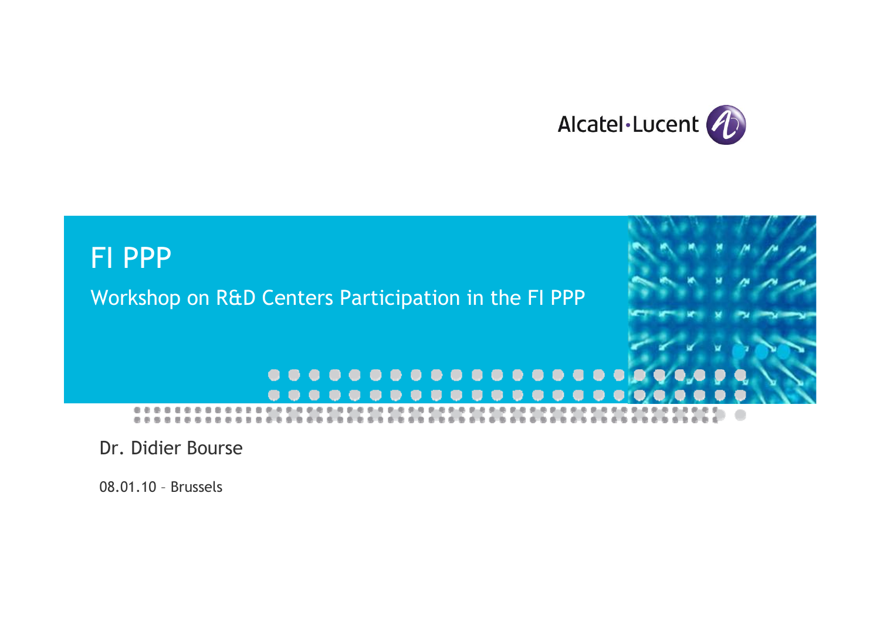Alcatel·Lucent

# FI PPP

## Workshop on R&D Centers Participation in the FI PPP

Dr. Didier Bourse

08.01.10 – Brussels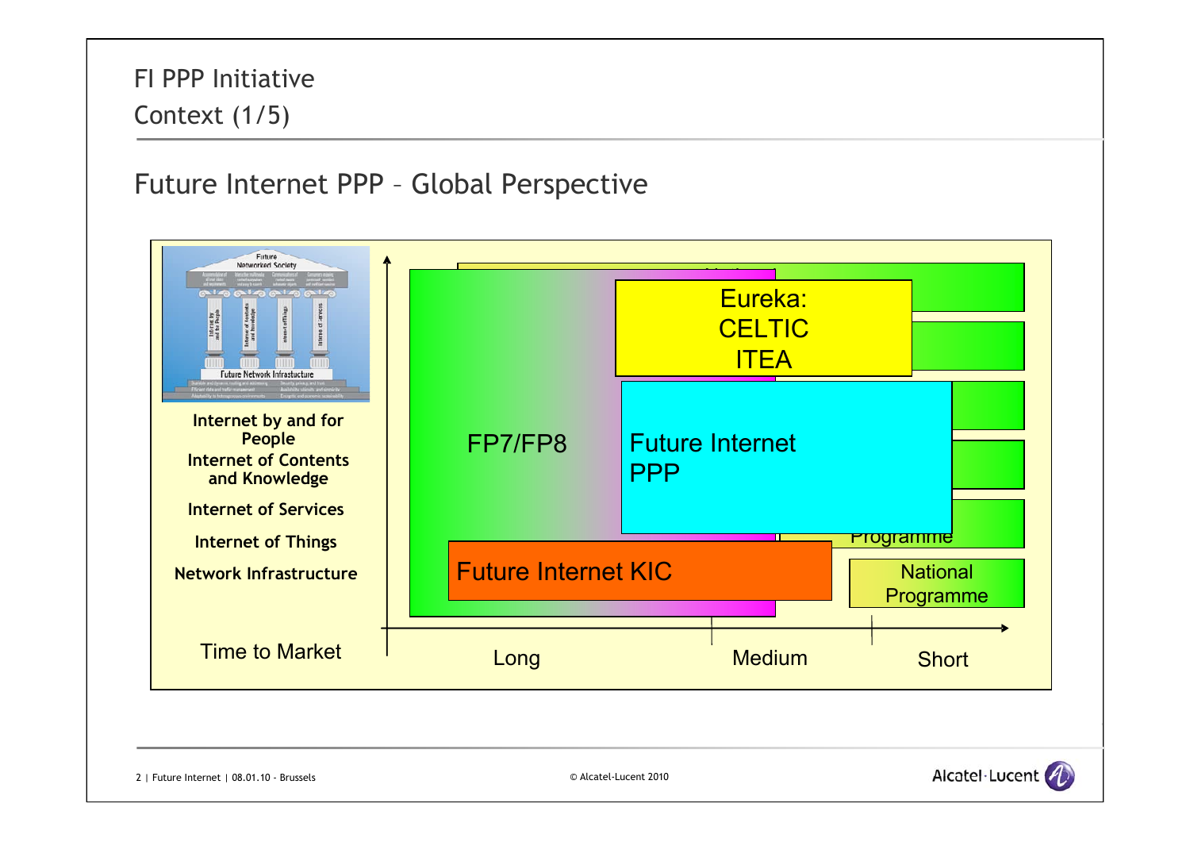# FI PPP Initiative
## Context (1/5)

### Future Internet PPP – Global Perspective

**Internet by and for People**
**Internet of Contents and Knowledge**
**Internet of Services**
**Internet of Things**
**Network Infrastructure**

Time to Market

FP7/FP8

Eureka: CELTIC ITEA

Future Internet PPP

Future Internet KIC

Programme

National Programme

Long | Medium | Short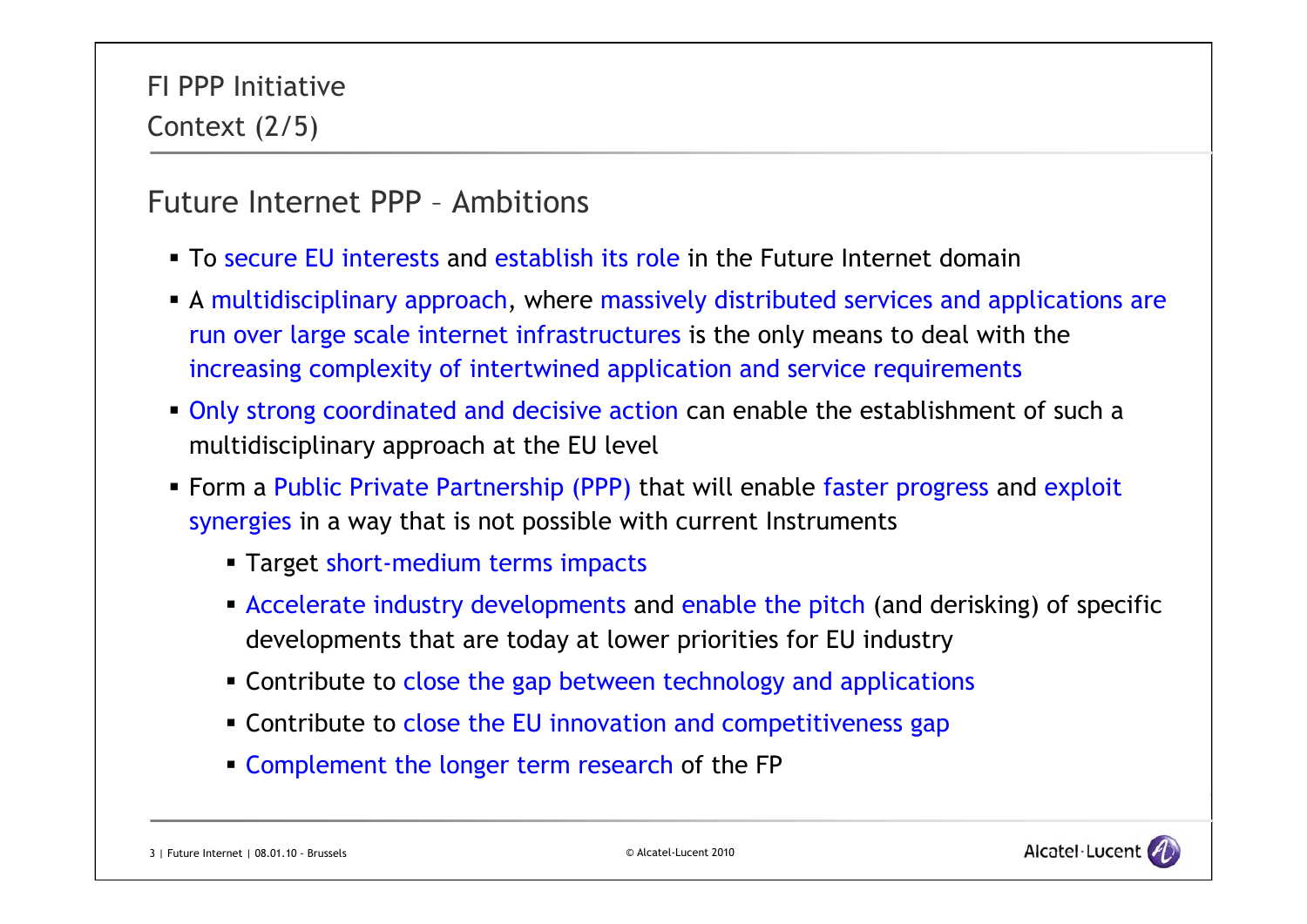# FI PPP Initiative
## Context (2/5)

### Future Internet PPP – Ambitions

- To secure EU interests and establish its role in the Future Internet domain
- A multidisciplinary approach, where massively distributed services and applications are run over large scale internet infrastructures is the only means to deal with the increasing complexity of intertwined application and service requirements
- Only strong coordinated and decisive action can enable the establishment of such a multidisciplinary approach at the EU level
- Form a Public Private Partnership (PPP) that will enable faster progress and exploit synergies in a way that is not possible with current Instruments
  - Target short-medium terms impacts
  - Accelerate industry developments and enable the pitch (and derisking) of specific developments that are today at lower priorities for EU industry
  - Contribute to close the gap between technology and applications
  - Contribute to close the EU innovation and competitiveness gap
  - Complement the longer term research of the FP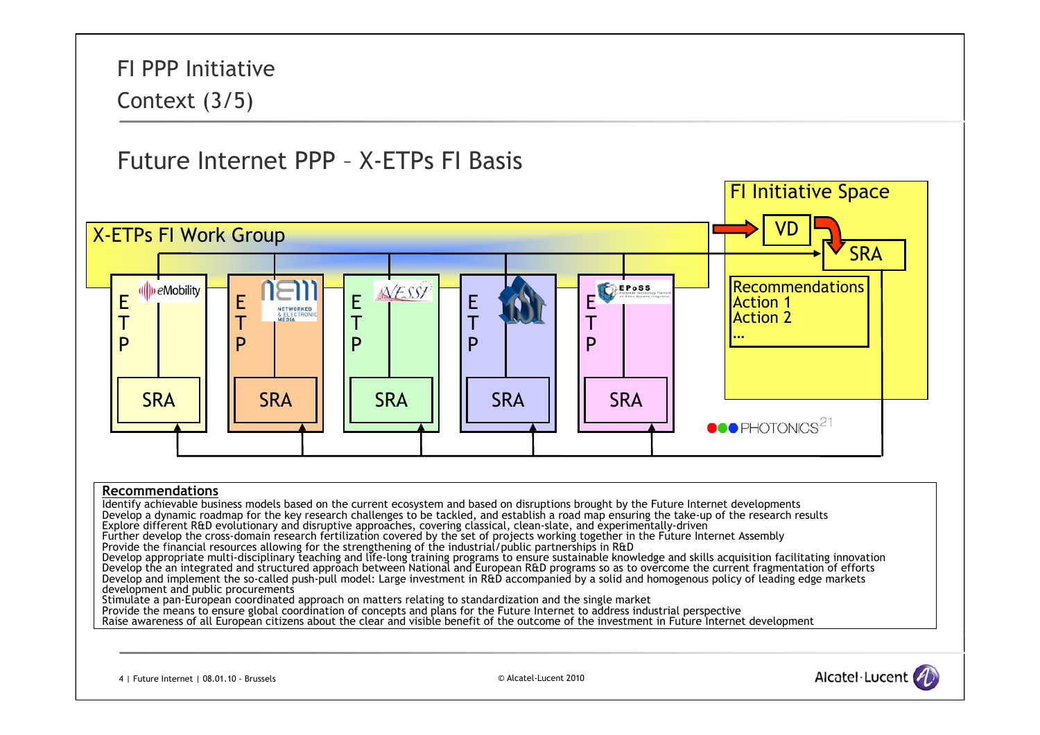# FI PPP Initiative

## Context (3/5)

## Future Internet PPP – X-ETPs FI Basis

FI Initiative Space

X-ETPs FI Work Group

VD

SRA

Recommendations
Action 1
Action 2
…

ETP — eMobility — SRA

ETP — NEM Networked & Electronic Media — SRA

ETP — NESSI — SRA

ETP — ISI — SRA

ETP — EPoSS — SRA

PHOTONICS21

**Recommendations**

Identify achievable business models based on the current ecosystem and based on disruptions brought by the Future Internet developments
Develop a dynamic roadmap for the key research challenges to be tackled, and establish a road map ensuring the take-up of the research results
Explore different R&D evolutionary and disruptive approaches, covering classical, clean-slate, and experimentally-driven
Further develop the cross-domain research fertilization covered by the set of projects working together in the Future Internet Assembly
Provide the financial resources allowing for the strengthening of the industrial/public partnerships in R&D
Develop appropriate multi-disciplinary teaching and life-long training programs to ensure sustainable knowledge and skills acquisition facilitating innovation
Develop the an integrated and structured approach between National and European R&D programs so as to overcome the current fragmentation of efforts
Develop and implement the so-called push-pull model: Large investment in R&D accompanied by a solid and homogenous policy of leading edge markets development and public procurements
Stimulate a pan-European coordinated approach on matters relating to standardization and the single market
Provide the means to ensure global coordination of concepts and plans for the Future Internet to address industrial perspective
Raise awareness of all European citizens about the clear and visible benefit of the outcome of the investment in Future Internet development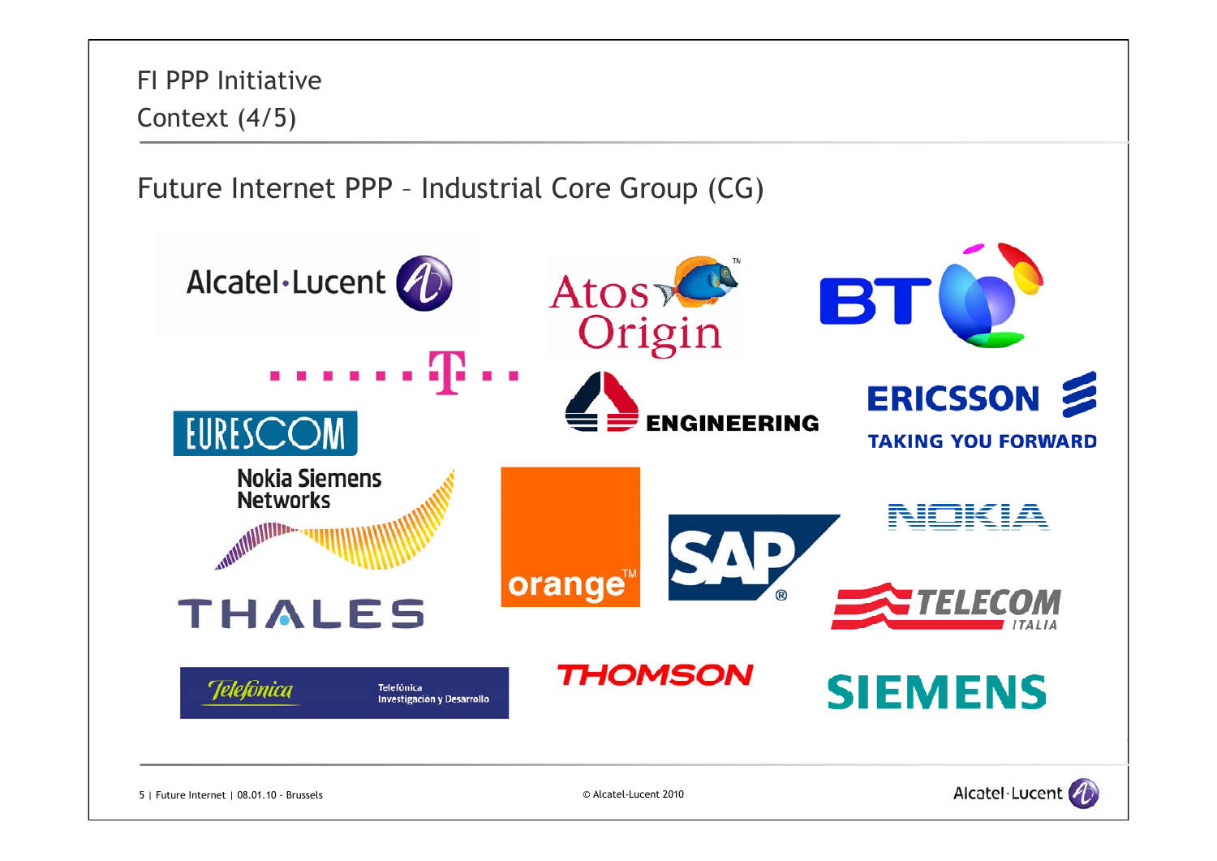# FI PPP Initiative
## Context (4/5)

### Future Internet PPP – Industrial Core Group (CG)

- Alcatel-Lucent
- Atos Origin
- BT
- T
- EURESCOM
- ENGINEERING
- ERICSSON TAKING YOU FORWARD
- Nokia Siemens Networks
- orange
- SAP
- NOKIA
- THALES
- TELECOM ITALIA
- Telefónica — Telefónica Investigación y Desarrollo
- THOMSON
- SIEMENS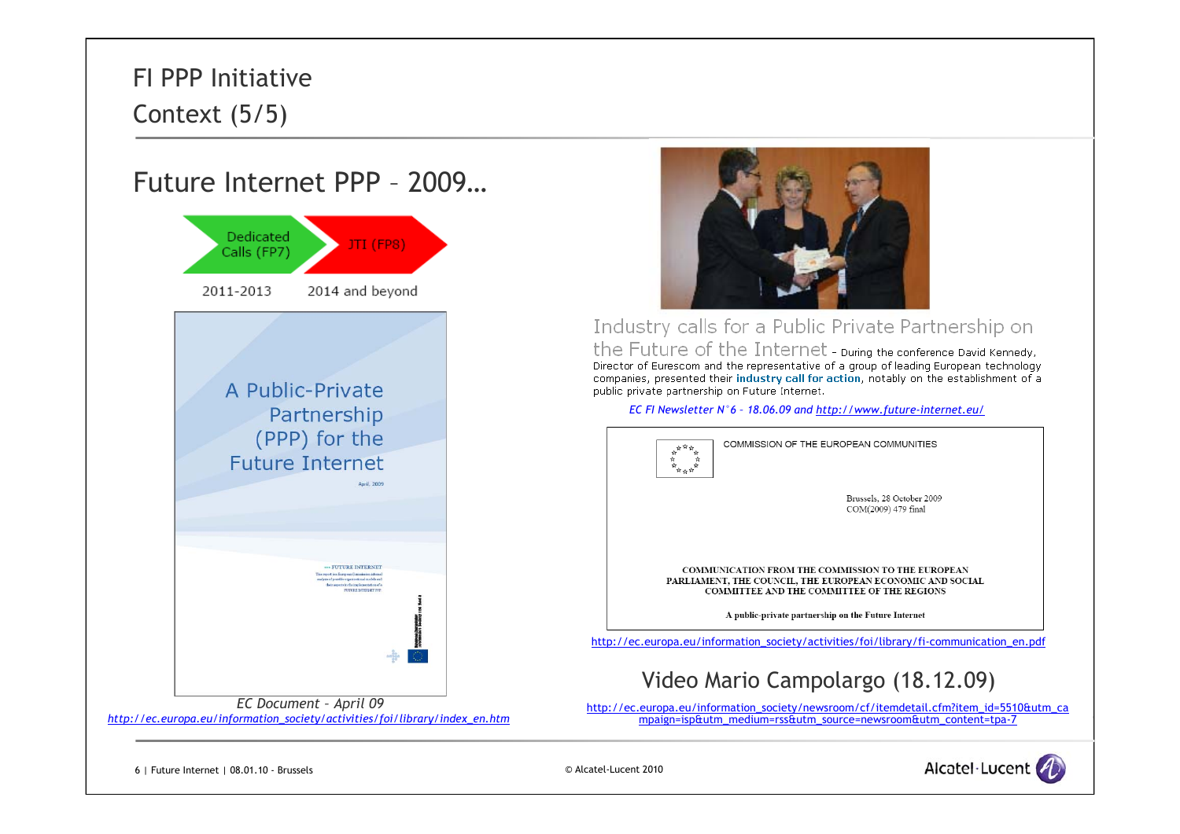# FI PPP Initiative

## Context (5/5)

### Future Internet PPP – 2009…

Dedicated Calls (FP7) → JTI (FP8)

2011-2013 | 2014 and beyond

A Public-Private Partnership (PPP) for the Future Internet

April, 2009

*EC Document – April 09*

*http://ec.europa.eu/information_society/activities/foi/library/index_en.htm*

Industry calls for a Public Private Partnership on the Future of the Internet - During the conference David Kennedy, Director of Eurescom and the representative of a group of leading European technology companies, presented their **industry call for action**, notably on the establishment of a public private partnership on Future Internet.

*EC FI Newsletter N°6 – 18.06.09 and http://www.future-internet.eu/*

COMMISSION OF THE EUROPEAN COMMUNITIES

Brussels, 28 October 2009
COM(2009) 479 final

COMMUNICATION FROM THE COMMISSION TO THE EUROPEAN PARLIAMENT, THE COUNCIL, THE EUROPEAN ECONOMIC AND SOCIAL COMMITTEE AND THE COMMITTEE OF THE REGIONS

A public-private partnership on the Future Internet

http://ec.europa.eu/information_society/activities/foi/library/fi-communication_en.pdf

### Video Mario Campolargo (18.12.09)

http://ec.europa.eu/information_society/newsroom/cf/itemdetail.cfm?item_id=5510&utm_campaign=isp&utm_medium=rss&utm_source=newsroom&utm_content=tpa-7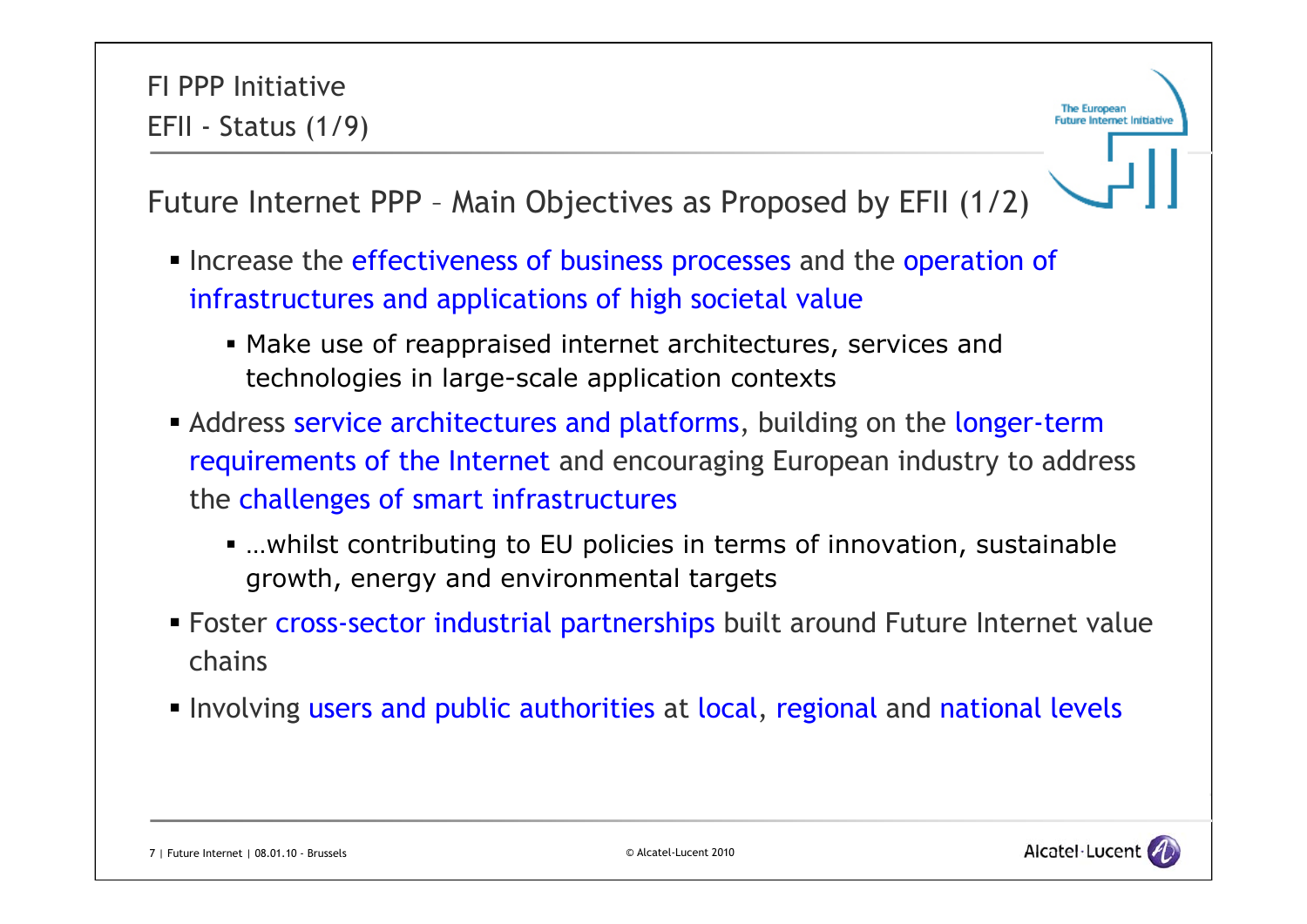# FI PPP Initiative

## EFII - Status (1/9)

### Future Internet PPP – Main Objectives as Proposed by EFII (1/2)

- Increase the effectiveness of business processes and the operation of infrastructures and applications of high societal value
  - Make use of reappraised internet architectures, services and technologies in large-scale application contexts
- Address service architectures and platforms, building on the longer-term requirements of the Internet and encouraging European industry to address the challenges of smart infrastructures
  - …whilst contributing to EU policies in terms of innovation, sustainable growth, energy and environmental targets
- Foster cross-sector industrial partnerships built around Future Internet value chains
- Involving users and public authorities at local, regional and national levels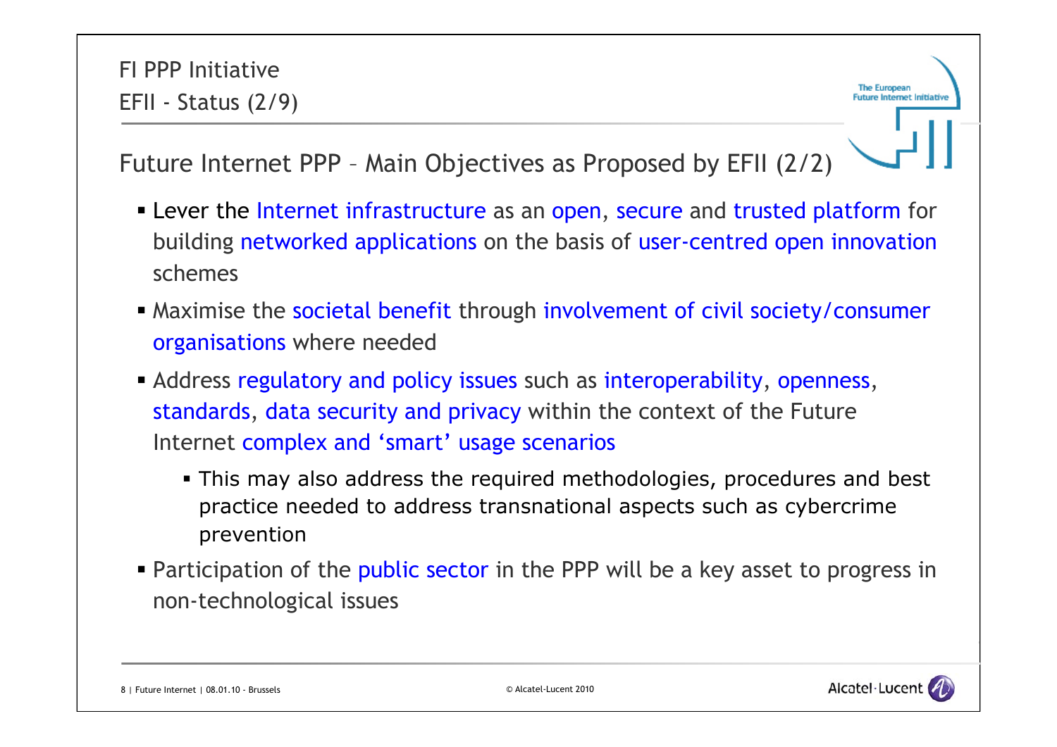FI PPP Initiative

EFII - Status (2/9)

## Future Internet PPP – Main Objectives as Proposed by EFII (2/2)

- Lever the Internet infrastructure as an open, secure and trusted platform for building networked applications on the basis of user-centred open innovation schemes
- Maximise the societal benefit through involvement of civil society/consumer organisations where needed
- Address regulatory and policy issues such as interoperability, openness, standards, data security and privacy within the context of the Future Internet complex and 'smart' usage scenarios
  - This may also address the required methodologies, procedures and best practice needed to address transnational aspects such as cybercrime prevention
- Participation of the public sector in the PPP will be a key asset to progress in non-technological issues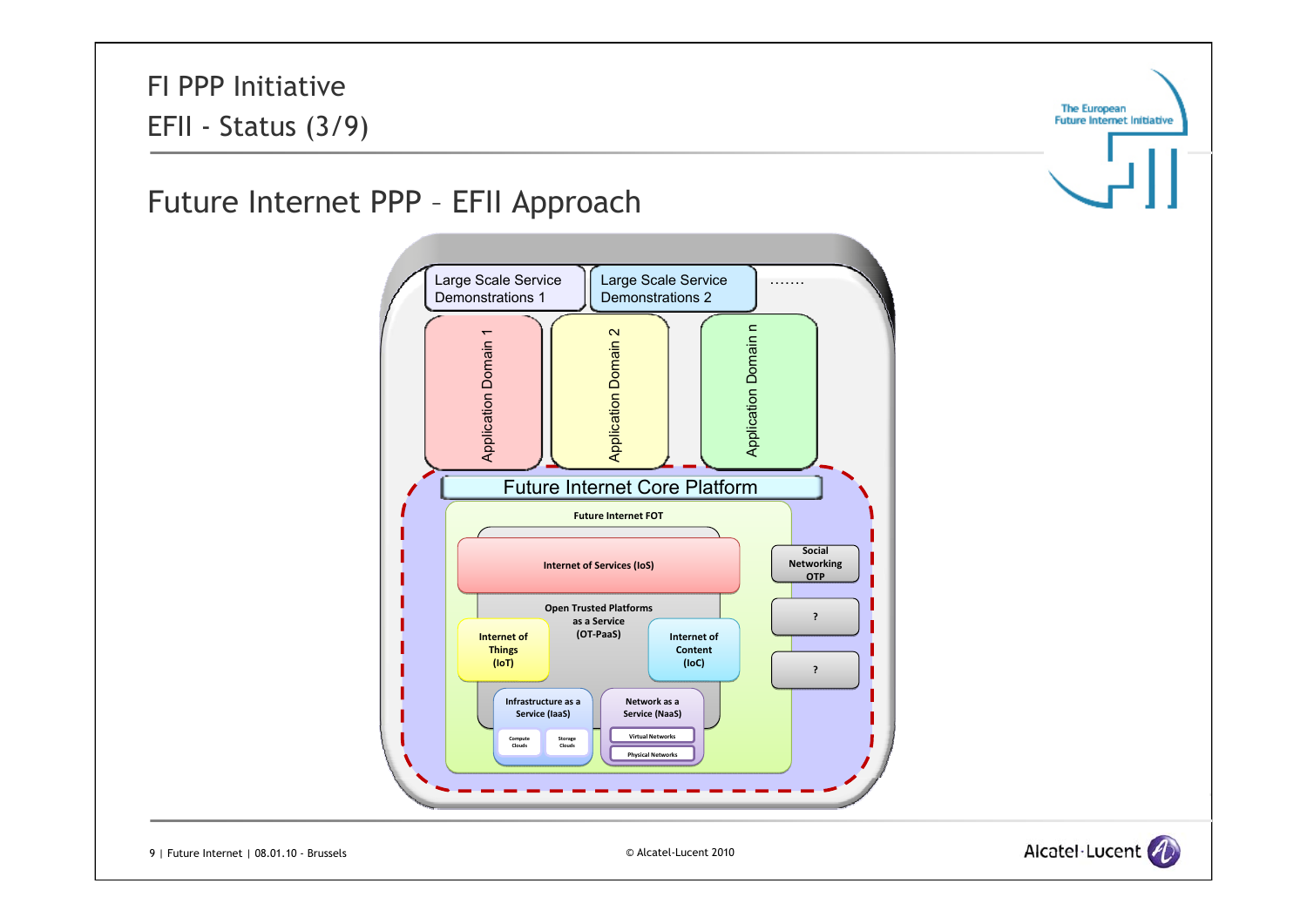# FI PPP Initiative

## EFII - Status (3/9)

## Future Internet PPP – EFII Approach

Large Scale Service Demonstrations 1

Large Scale Service Demonstrations 2

.......

Application Domain 1

Application Domain 2

Application Domain n

Future Internet Core Platform

Future Internet FOT

Internet of Services (IoS)

Open Trusted Platforms as a Service (OT-PaaS)

Internet of Things (IoT)

Internet of Content (IoC)

Infrastructure as a Service (IaaS)

Compute Clouds

Storage Clouds

Network as a Service (NaaS)

Virtual Networks

Physical Networks

Social Networking OTP

?

?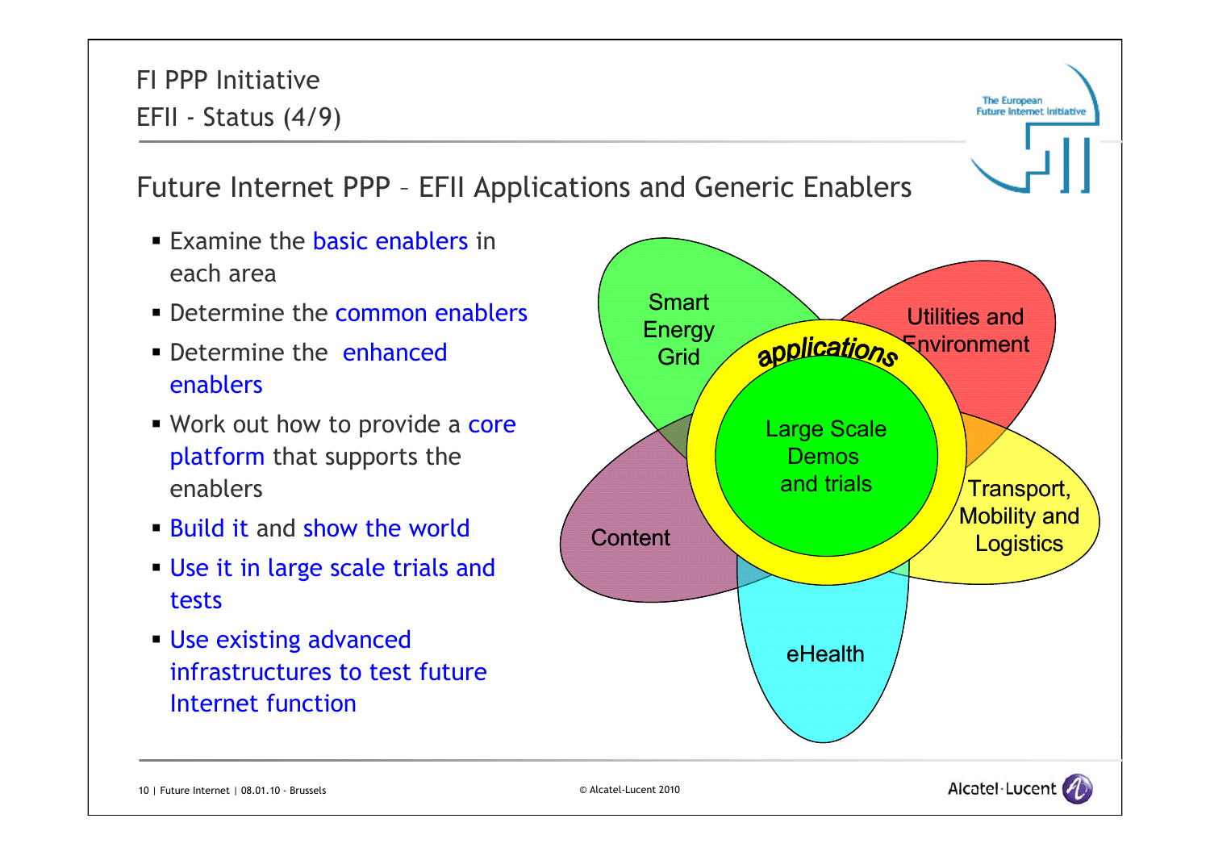# FI PPP Initiative

## EFII - Status (4/9)

### Future Internet PPP – EFII Applications and Generic Enablers

- Examine the basic enablers in each area
- Determine the common enablers
- Determine the enhanced enablers
- Work out how to provide a core platform that supports the enablers
- Build it and show the world
- Use it in large scale trials and tests
- Use existing advanced infrastructures to test future Internet function

Smart Energy Grid

Utilities and Environment

applications

Large Scale Demos and trials

Transport, Mobility and Logistics

Content

eHealth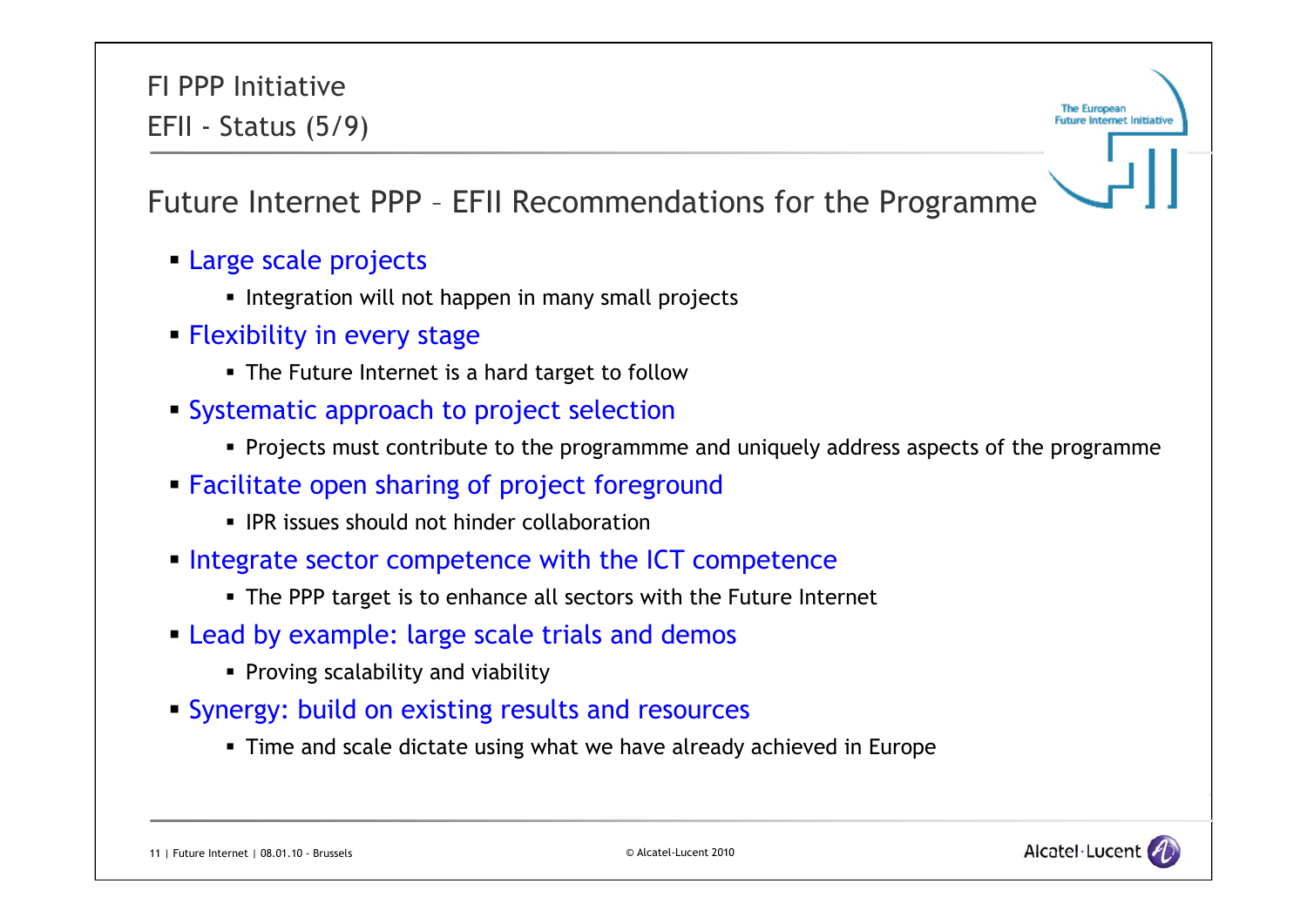# FI PPP Initiative

## EFII - Status (5/9)

## Future Internet PPP – EFII Recommendations for the Programme

- Large scale projects
  - Integration will not happen in many small projects
- Flexibility in every stage
  - The Future Internet is a hard target to follow
- Systematic approach to project selection
  - Projects must contribute to the programmme and uniquely address aspects of the programme
- Facilitate open sharing of project foreground
  - IPR issues should not hinder collaboration
- Integrate sector competence with the ICT competence
  - The PPP target is to enhance all sectors with the Future Internet
- Lead by example: large scale trials and demos
  - Proving scalability and viability
- Synergy: build on existing results and resources
  - Time and scale dictate using what we have already achieved in Europe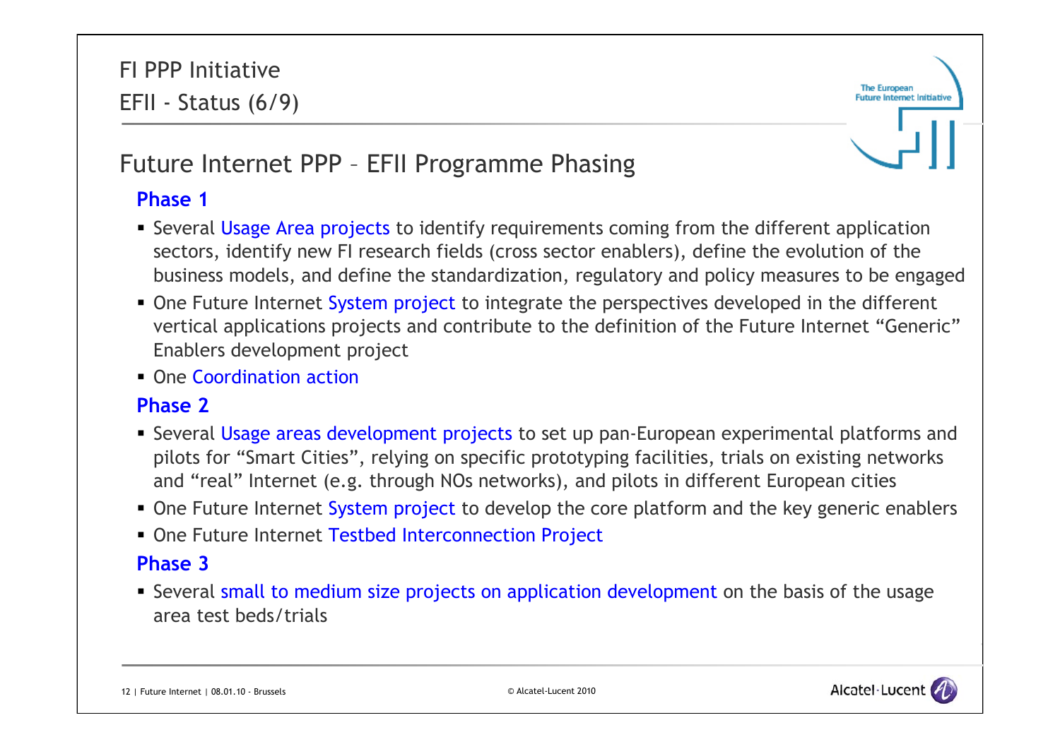# FI PPP Initiative

## EFII - Status (6/9)

## Future Internet PPP – EFII Programme Phasing

### Phase 1

- Several Usage Area projects to identify requirements coming from the different application sectors, identify new FI research fields (cross sector enablers), define the evolution of the business models, and define the standardization, regulatory and policy measures to be engaged
- One Future Internet System project to integrate the perspectives developed in the different vertical applications projects and contribute to the definition of the Future Internet “Generic” Enablers development project
- One Coordination action

### Phase 2

- Several Usage areas development projects to set up pan-European experimental platforms and pilots for “Smart Cities”, relying on specific prototyping facilities, trials on existing networks and “real” Internet (e.g. through NOs networks), and pilots in different European cities
- One Future Internet System project to develop the core platform and the key generic enablers
- One Future Internet Testbed Interconnection Project

### Phase 3

- Several small to medium size projects on application development on the basis of the usage area test beds/trials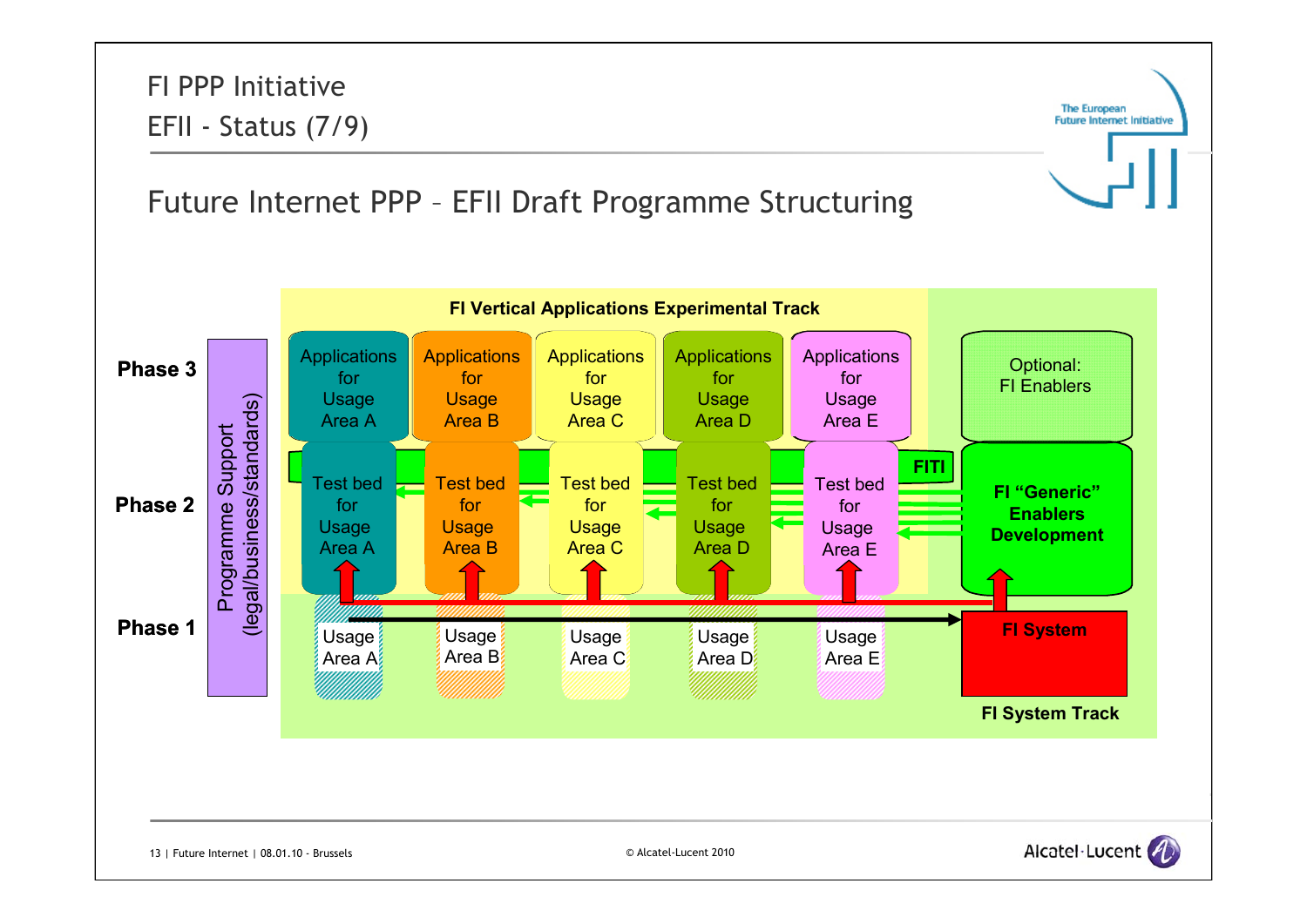# FI PPP Initiative

## EFII - Status (7/9)

## Future Internet PPP – EFII Draft Programme Structuring

**FI Vertical Applications Experimental Track**

**Phase 3**

**Phase 2**

**Phase 1**

Programme Support (legal/business/standards)

| | | | | | |
|---|---|---|---|---|---|
| Applications for Usage Area A | Applications for Usage Area B | Applications for Usage Area C | Applications for Usage Area D | Applications for Usage Area E | Optional: FI Enablers |
| Test bed for Usage Area A | Test bed for Usage Area B | Test bed for Usage Area C | Test bed for Usage Area D | Test bed for Usage Area E | **FI "Generic" Enablers Development** |
| Usage Area A | Usage Area B | Usage Area C | Usage Area D | Usage Area E | **FI System** |

**FITI**

**FI System Track**

© Alcatel-Lucent 2010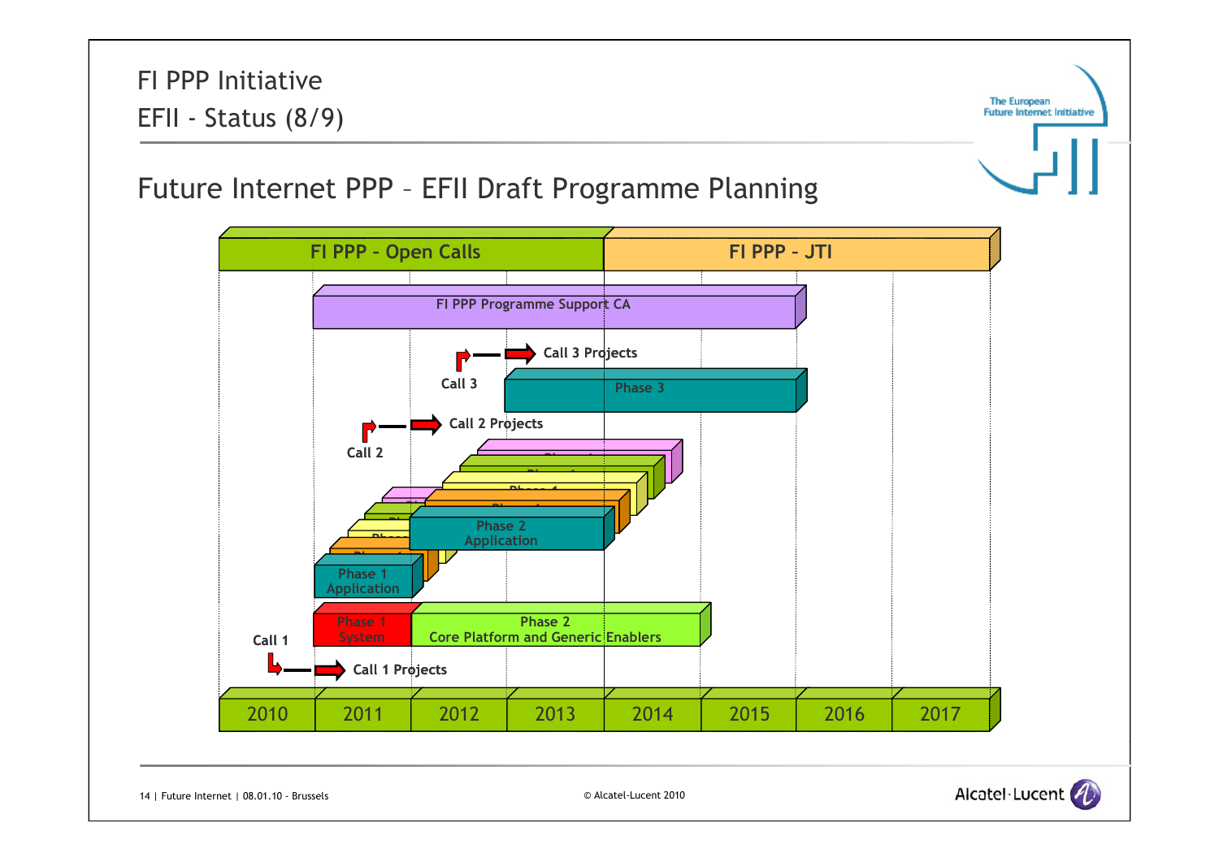# FI PPP Initiative

## EFII - Status (8/9)

The European Future Internet Initiative

## Future Internet PPP – EFII Draft Programme Planning

FI PPP - Open Calls

FI PPP - JTI

FI PPP Programme Support CA

Call 3

Call 3 Projects

Phase 3

Call 2

Call 2 Projects

Phase 2 Application

Phase 1 Application

Phase 1 System

Phase 2 Core Platform and Generic Enablers

Call 1

Call 1 Projects

2010 | 2011 | 2012 | 2013 | 2014 | 2015 | 2016 | 2017

14 | Future Internet | 08.01.10 - Brussels

© Alcatel-Lucent 2010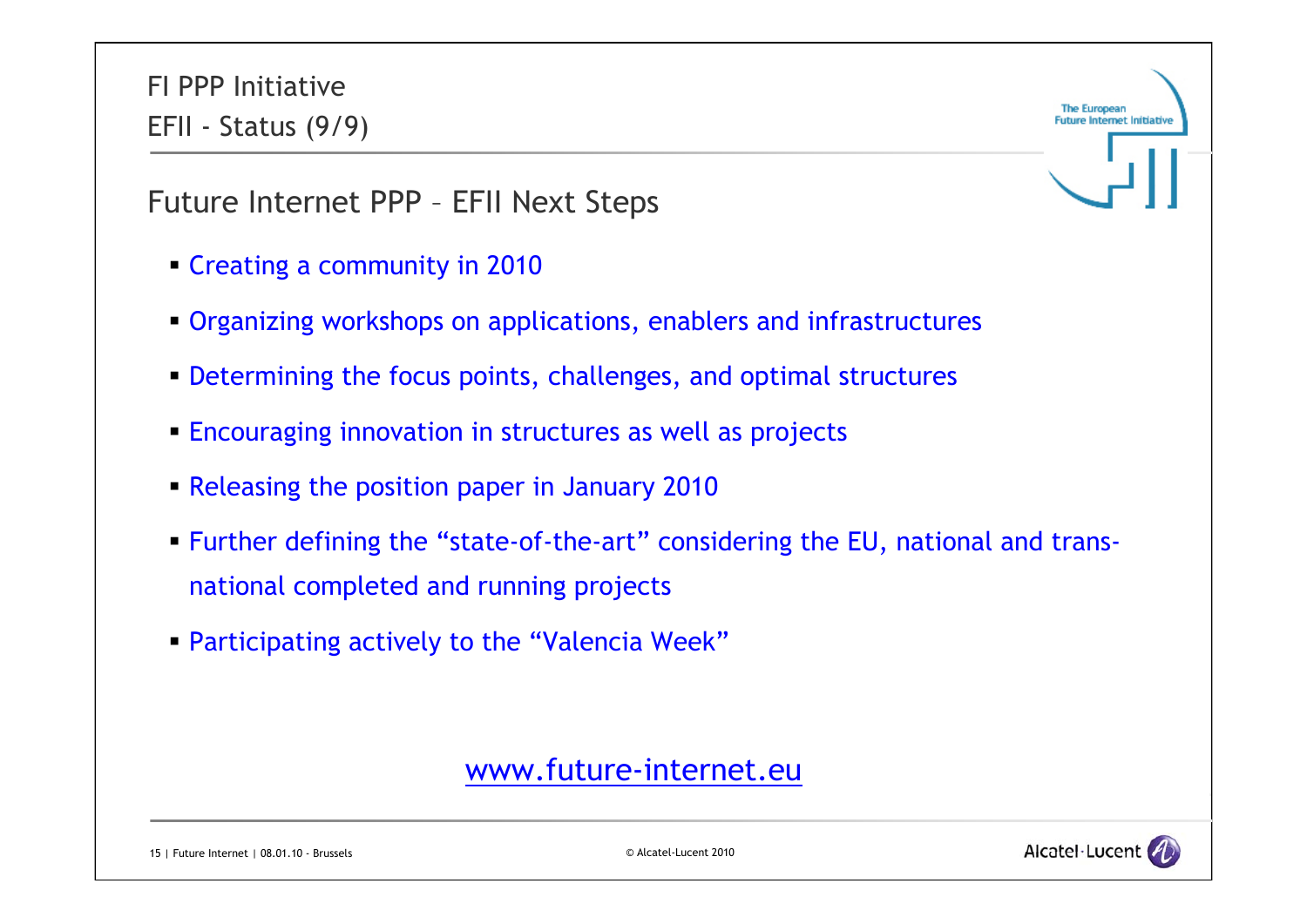# FI PPP Initiative
## EFII - Status (9/9)

### Future Internet PPP – EFII Next Steps

- Creating a community in 2010
- Organizing workshops on applications, enablers and infrastructures
- Determining the focus points, challenges, and optimal structures
- Encouraging innovation in structures as well as projects
- Releasing the position paper in January 2010
- Further defining the “state-of-the-art” considering the EU, national and trans-national completed and running projects
- Participating actively to the “Valencia Week”

www.future-internet.eu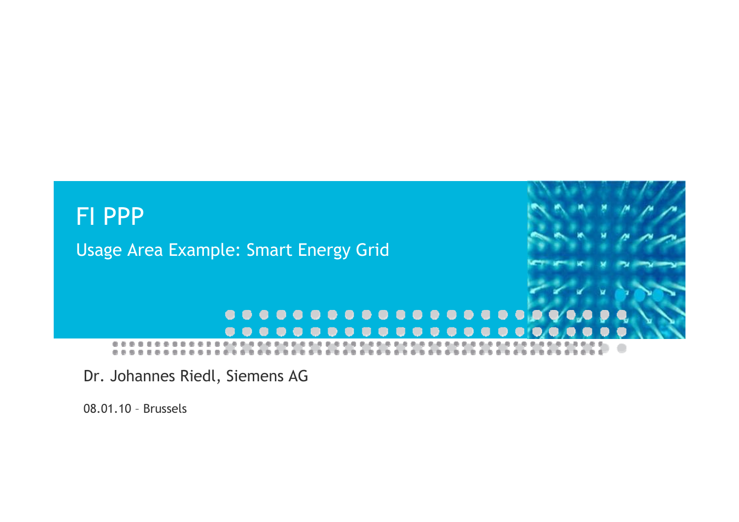# FI PPP

## Usage Area Example: Smart Energy Grid

Dr. Johannes Riedl, Siemens AG

08.01.10 – Brussels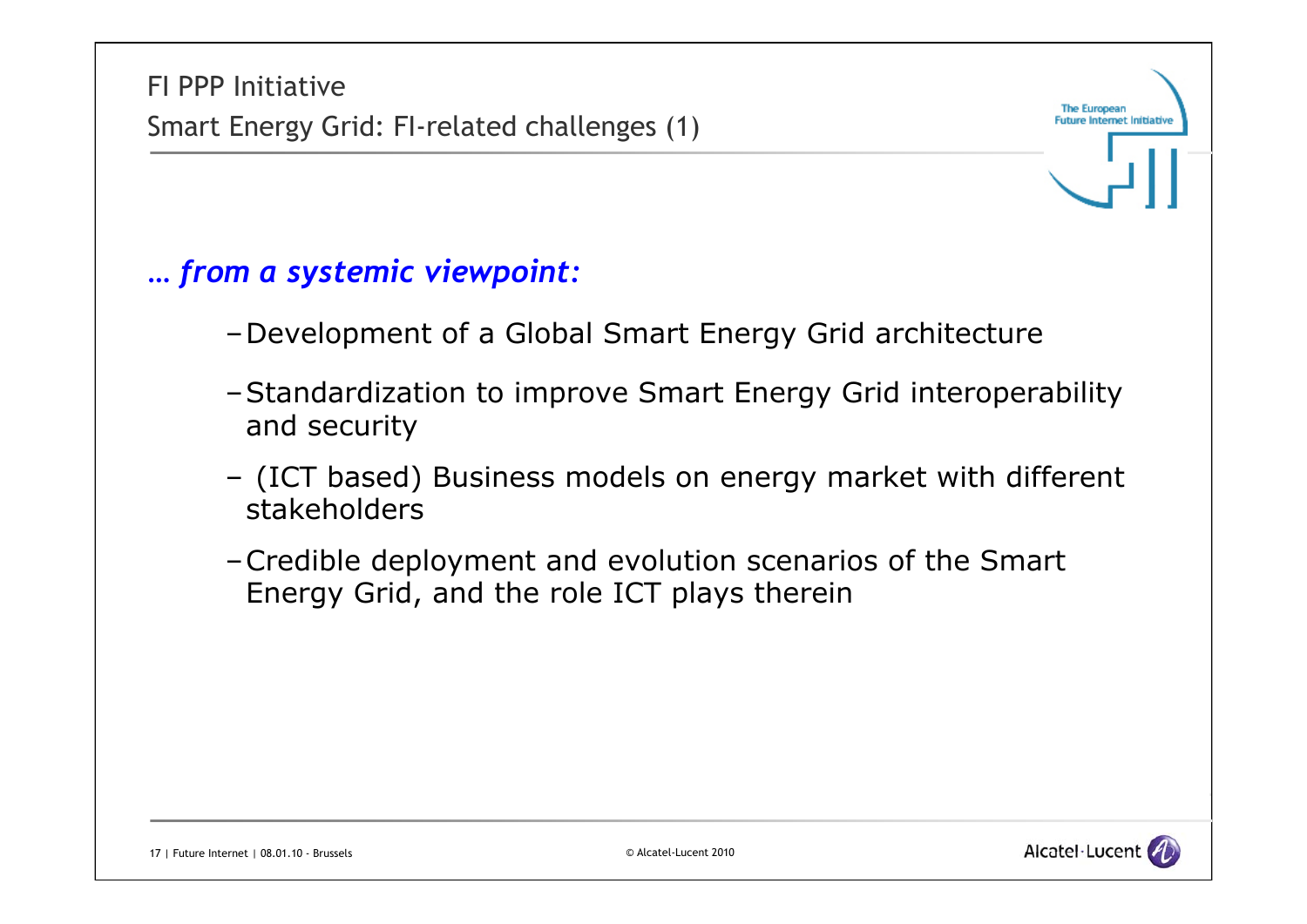FI PPP Initiative

## Smart Energy Grid: FI-related challenges (1)

***… from a systemic viewpoint:***

- Development of a Global Smart Energy Grid architecture
- Standardization to improve Smart Energy Grid interoperability and security
- (ICT based) Business models on energy market with different stakeholders
- Credible deployment and evolution scenarios of the Smart Energy Grid, and the role ICT plays therein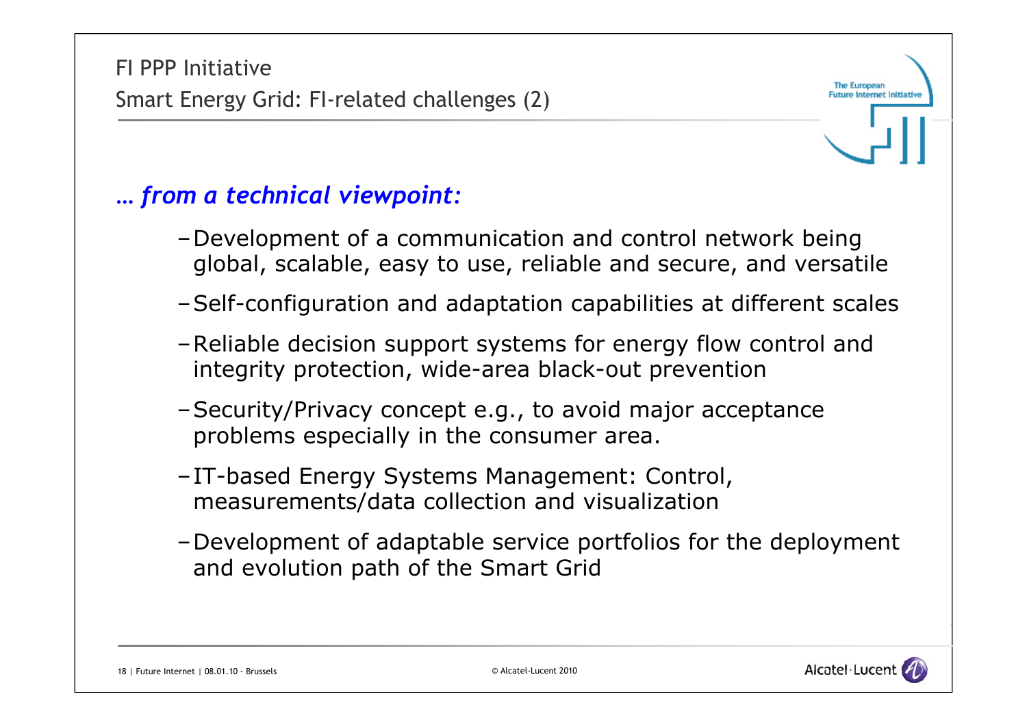FI PPP Initiative

## Smart Energy Grid: FI-related challenges (2)

### *… from a technical viewpoint:*

- Development of a communication and control network being global, scalable, easy to use, reliable and secure, and versatile
- Self-configuration and adaptation capabilities at different scales
- Reliable decision support systems for energy flow control and integrity protection, wide-area black-out prevention
- Security/Privacy concept e.g., to avoid major acceptance problems especially in the consumer area.
- IT-based Energy Systems Management: Control, measurements/data collection and visualization
- Development of adaptable service portfolios for the deployment and evolution path of the Smart Grid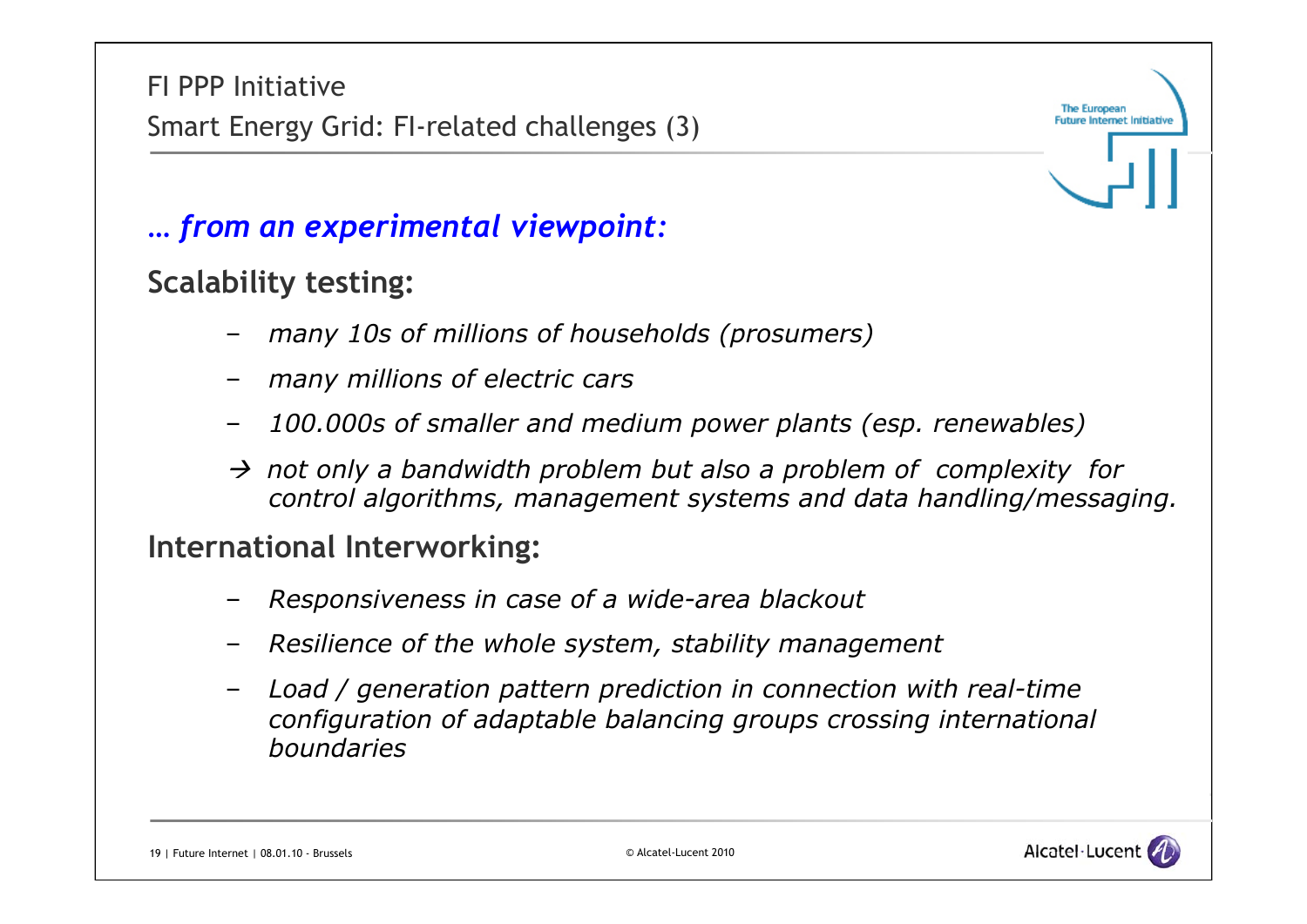FI PPP Initiative

# Smart Energy Grid: FI-related challenges (3)

*… from an experimental viewpoint:*

**Scalability testing:**

- *many 10s of millions of households (prosumers)*
- *many millions of electric cars*
- *100.000s of smaller and medium power plants (esp. renewables)*

→ *not only a bandwidth problem but also a problem of complexity for control algorithms, management systems and data handling/messaging.*

**International Interworking:**

- *Responsiveness in case of a wide-area blackout*
- *Resilience of the whole system, stability management*
- *Load / generation pattern prediction in connection with real-time configuration of adaptable balancing groups crossing international boundaries*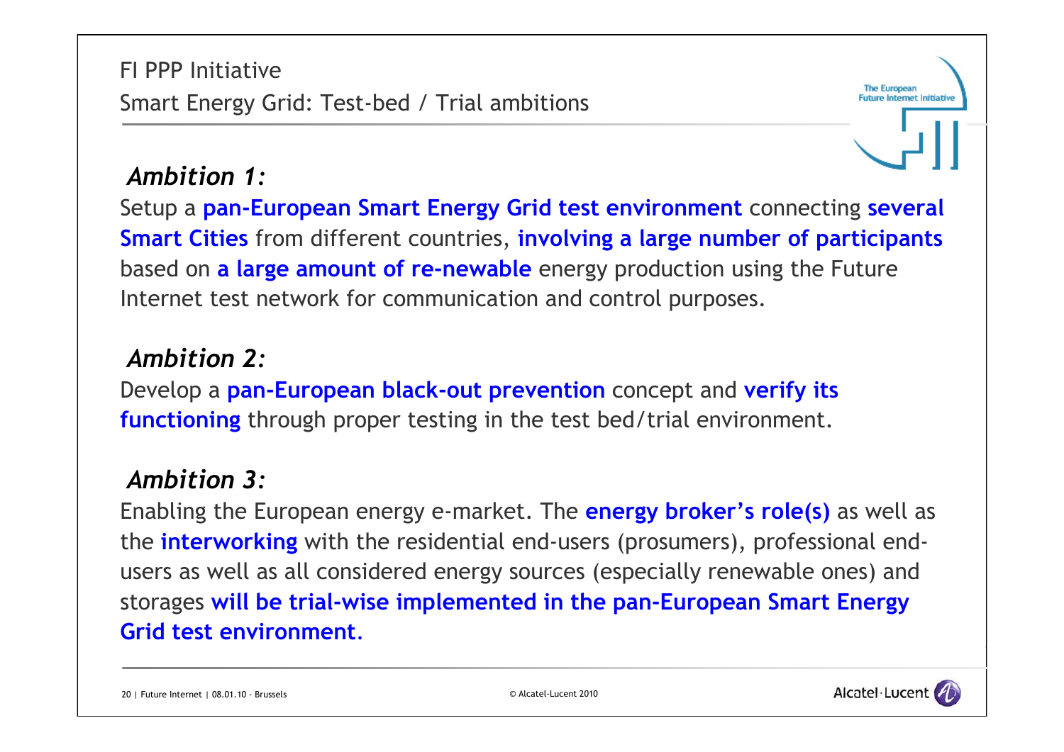# FI PPP Initiative

## Smart Energy Grid: Test-bed / Trial ambitions

### *Ambition 1:*

Setup a **pan-European Smart Energy Grid test environment** connecting **several Smart Cities** from different countries, **involving a large number of participants** based on **a large amount of re-newable** energy production using the Future Internet test network for communication and control purposes.

### *Ambition 2:*

Develop a **pan-European black-out prevention** concept and **verify its functioning** through proper testing in the test bed/trial environment.

### *Ambition 3:*

Enabling the European energy e-market. The **energy broker's role(s)** as well as the **interworking** with the residential end-users (prosumers), professional end-users as well as all considered energy sources (especially renewable ones) and storages **will be trial-wise implemented in the pan-European Smart Energy Grid test environment**.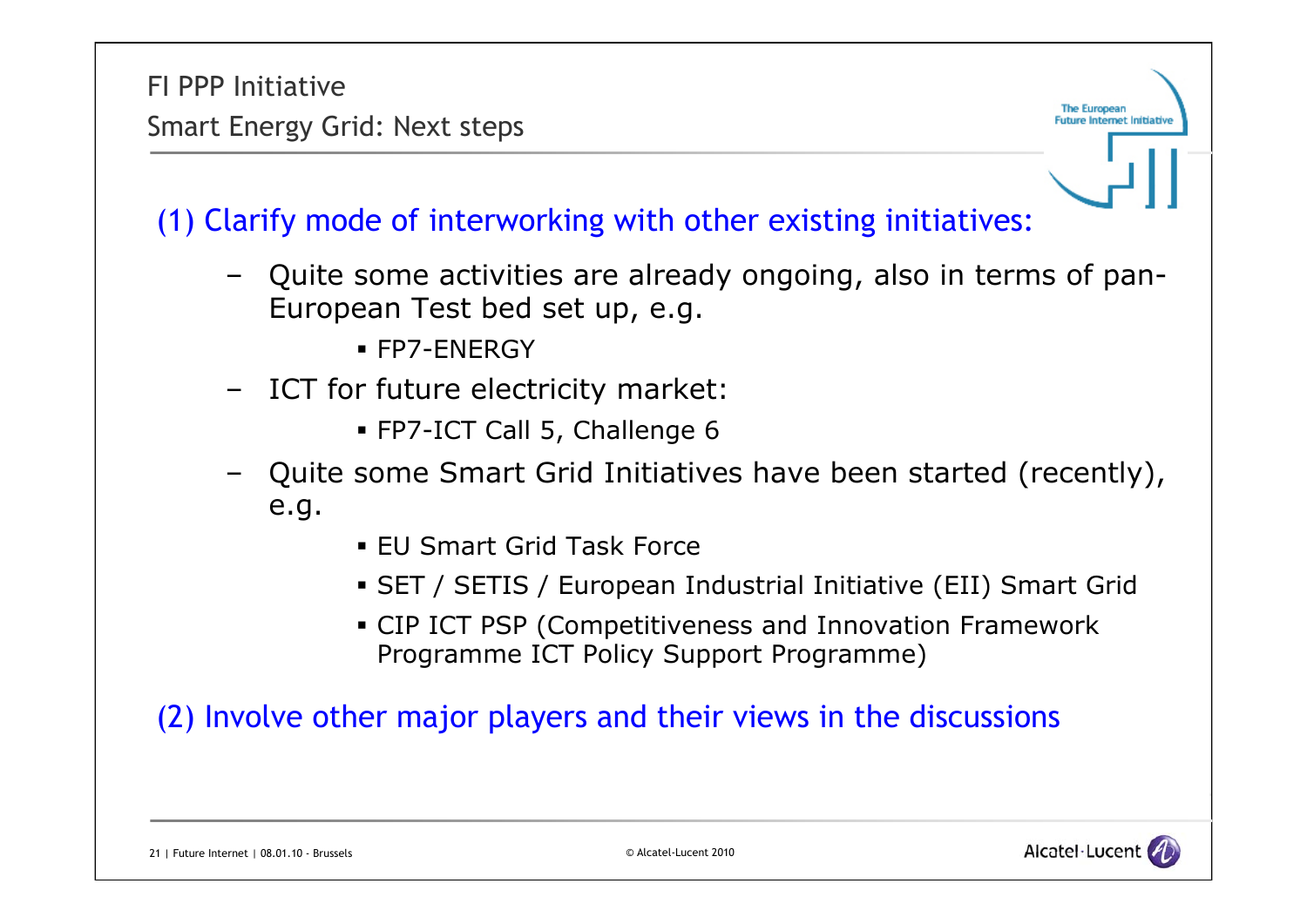# FI PPP Initiative

## Smart Energy Grid: Next steps

### (1) Clarify mode of interworking with other existing initiatives:

- Quite some activities are already ongoing, also in terms of pan-European Test bed set up, e.g.
  - FP7-ENERGY
- ICT for future electricity market:
  - FP7-ICT Call 5, Challenge 6
- Quite some Smart Grid Initiatives have been started (recently), e.g.
  - EU Smart Grid Task Force
  - SET / SETIS / European Industrial Initiative (EII) Smart Grid
  - CIP ICT PSP (Competitiveness and Innovation Framework Programme ICT Policy Support Programme)

### (2) Involve other major players and their views in the discussions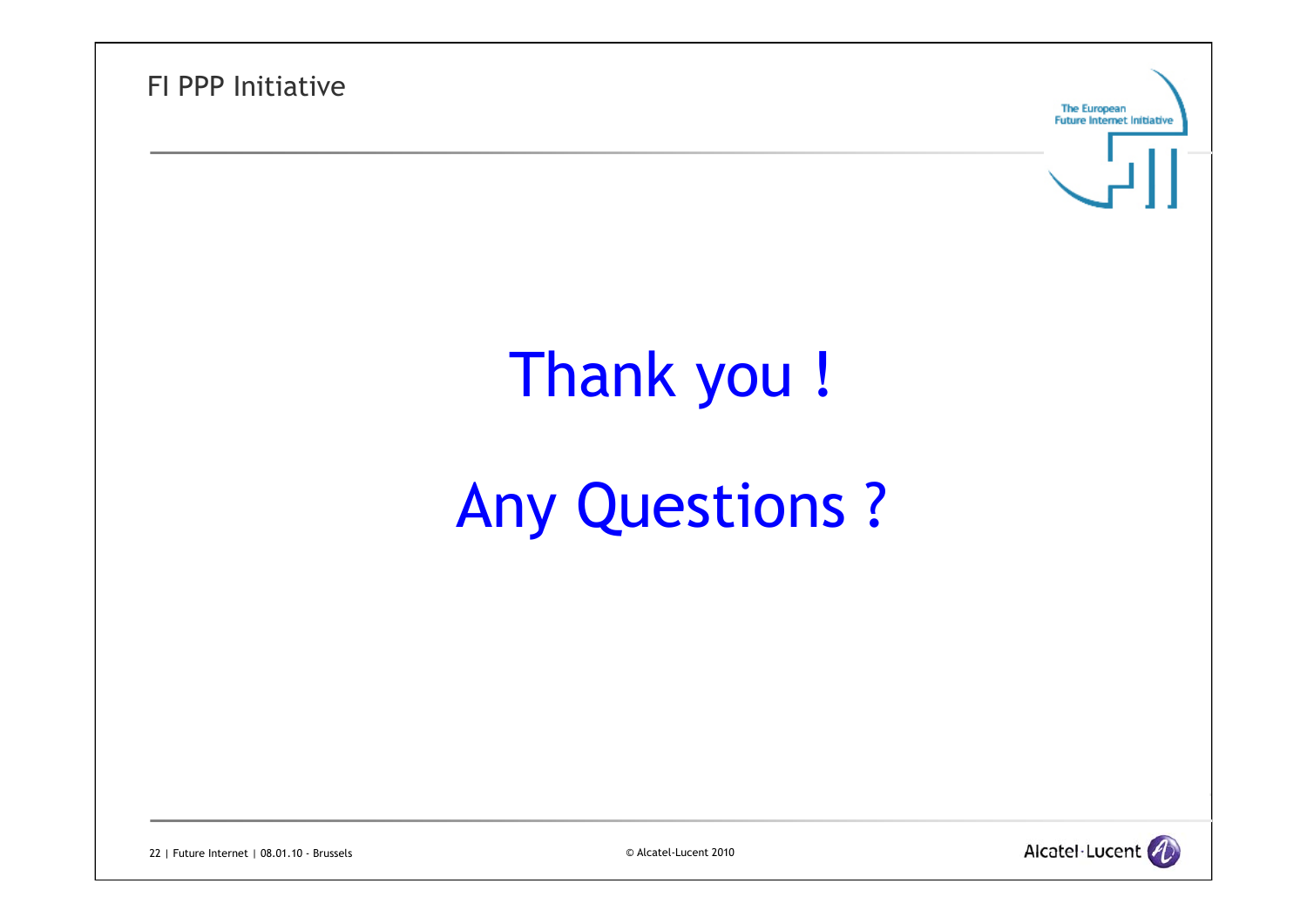# Thank you !

# Any Questions ?